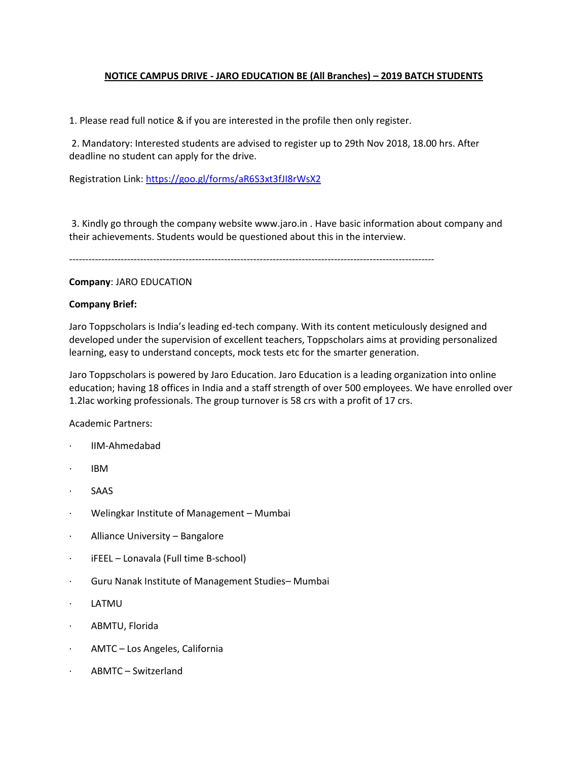**NOTICE CAMPUS DRIVE - JARO EDUCATION BE (All Branches) – 2019 BATCH STUDENTS**

1. Please read full notice & if you are interested in the profile then only register.

2. Mandatory: Interested students are advised to register up to 29th Nov 2018, 18.00 hrs. After deadline no student can apply for the drive.

Registration Link: [https://goo.gl/forms/aR6S3xt3fJI8rWsX2](https://goo.gl/forms/aR6S3xt3fJI8rWsX2)

3. Kindly go through the company website www.jaro.in . Have basic information about company and their achievements. Students would be questioned about this in the interview.

---------------------------------------------------------------------------------------------------------------

**Company**: JARO EDUCATION

**Company Brief:**

Jaro Toppscholars is India's leading ed-tech company. With its content meticulously designed and developed under the supervision of excellent teachers, Toppscholars aims at providing personalized learning, easy to understand concepts, mock tests etc for the smarter generation.

Jaro Toppscholars is powered by Jaro Education. Jaro Education is a leading organization into online education; having 18 offices in India and a staff strength of over 500 employees. We have enrolled over 1.2lac working professionals. The group turnover is 58 crs with a profit of 17 crs.

Academic Partners:

- IIM-Ahmedabad
- IBM
- SAAS
- Welingkar Institute of Management – Mumbai
- Alliance University – Bangalore
- iFEEL – Lonavala (Full time B-school)
- Guru Nanak Institute of Management Studies– Mumbai
- LATMU
- ABMTU, Florida
- AMTC – Los Angeles, California
- ABMTC – Switzerland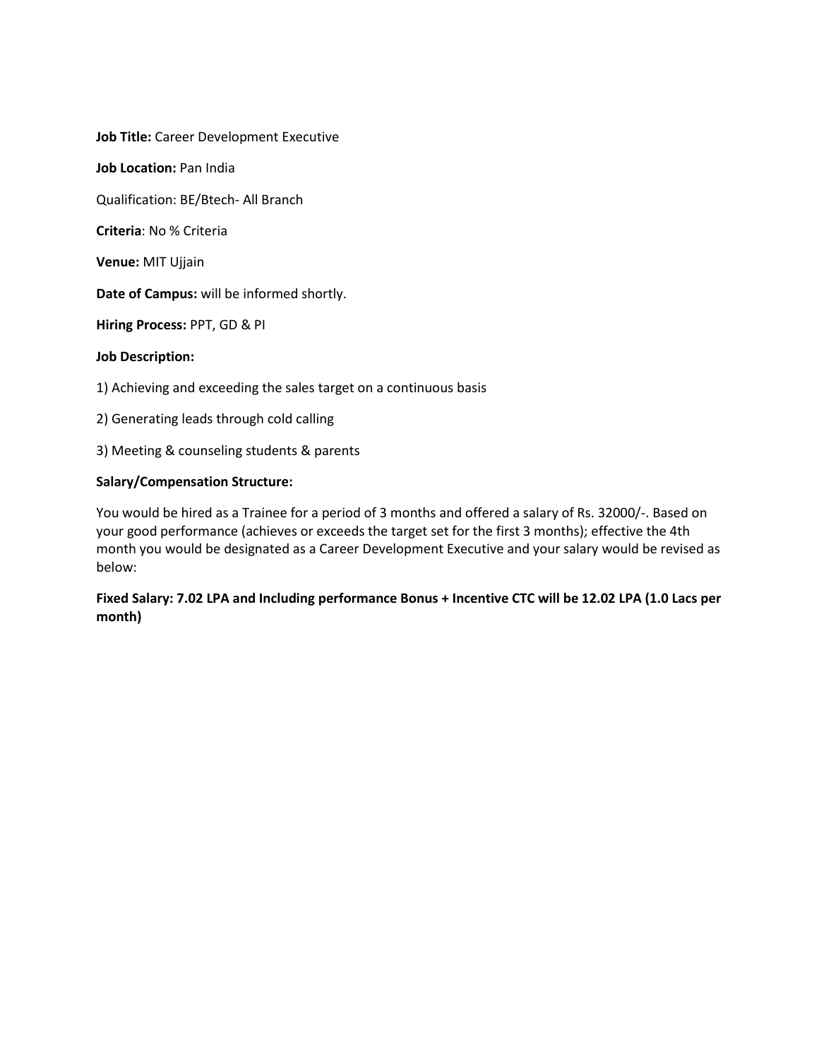**Job Title:** Career Development Executive

**Job Location:** Pan India

Qualification: BE/Btech- All Branch

**Criteria**: No % Criteria

**Venue:** MIT Ujjain

**Date of Campus:** will be informed shortly.

**Hiring Process:** PPT, GD & PI

**Job Description:**

1) Achieving and exceeding the sales target on a continuous basis

2) Generating leads through cold calling

3) Meeting & counseling students & parents

**Salary/Compensation Structure:**

You would be hired as a Trainee for a period of 3 months and offered a salary of Rs. 32000/-. Based on your good performance (achieves or exceeds the target set for the first 3 months); effective the 4th month you would be designated as a Career Development Executive and your salary would be revised as below:

**Fixed Salary: 7.02 LPA and Including performance Bonus + Incentive CTC will be 12.02 LPA (1.0 Lacs per month)**